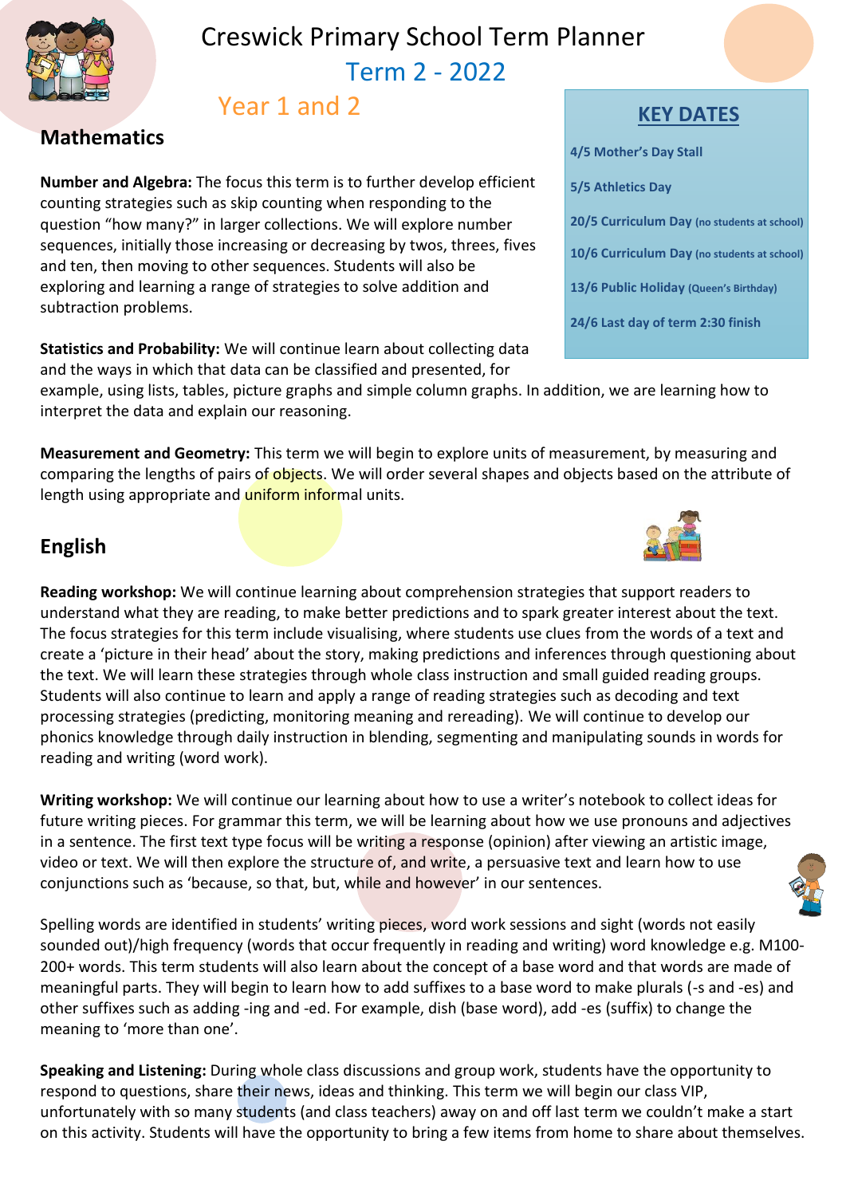# Creswick Primary School Term Planner

## Term 2 - 2022

### Year 1 and 2

## KEY DATES

**4/5 Mother's Day Stall**

**5/5 Athletics Day**

**20/5 Curriculum Day** (no students at school)

**10/6 Curriculum Day** (no students at school)

**13/6 Public Holiday** (Queen's Birthday)

**24/6 Last day of term 2:30 finish**

## Mathematics

**Number and Algebra:** The focus this term is to further develop efficient counting strategies such as skip counting when responding to the question "how many?" in larger collections. We will explore number sequences, initially those increasing or decreasing by twos, threes, fives and ten, then moving to other sequences. Students will also be exploring and learning a range of strategies to solve addition and subtraction problems.

**Statistics and Probability:** We will continue learn about collecting data and the ways in which that data can be classified and presented, for example, using lists, tables, picture graphs and simple column graphs. In addition, we are learning how to interpret the data and explain our reasoning.

**Measurement and Geometry:** This term we will begin to explore units of measurement, by measuring and comparing the lengths of pairs of objects. We will order several shapes and objects based on the attribute of length using appropriate and uniform informal units.

## English

**Reading workshop:** We will continue learning about comprehension strategies that support readers to understand what they are reading, to make better predictions and to spark greater interest about the text. The focus strategies for this term include visualising, where students use clues from the words of a text and create a 'picture in their head' about the story, making predictions and inferences through questioning about the text. We will learn these strategies through whole class instruction and small guided reading groups. Students will also continue to learn and apply a range of reading strategies such as decoding and text processing strategies (predicting, monitoring meaning and rereading). We will continue to develop our phonics knowledge through daily instruction in blending, segmenting and manipulating sounds in words for reading and writing (word work).

**Writing workshop:** We will continue our learning about how to use a writer's notebook to collect ideas for future writing pieces. For grammar this term, we will be learning about how we use pronouns and adjectives in a sentence. The first text type focus will be writing a response (opinion) after viewing an artistic image, video or text. We will then explore the structure of, and write, a persuasive text and learn how to use conjunctions such as 'because, so that, but, while and however' in our sentences.

Spelling words are identified in students' writing pieces, word work sessions and sight (words not easily sounded out)/high frequency (words that occur frequently in reading and writing) word knowledge e.g. M100-200+ words. This term students will also learn about the concept of a base word and that words are made of meaningful parts. They will begin to learn how to add suffixes to a base word to make plurals (-s and -es) and other suffixes such as adding -ing and -ed. For example, dish (base word), add -es (suffix) to change the meaning to 'more than one'.

**Speaking and Listening:** During whole class discussions and group work, students have the opportunity to respond to questions, share their news, ideas and thinking. This term we will begin our class VIP, unfortunately with so many students (and class teachers) away on and off last term we couldn't make a start on this activity. Students will have the opportunity to bring a few items from home to share about themselves.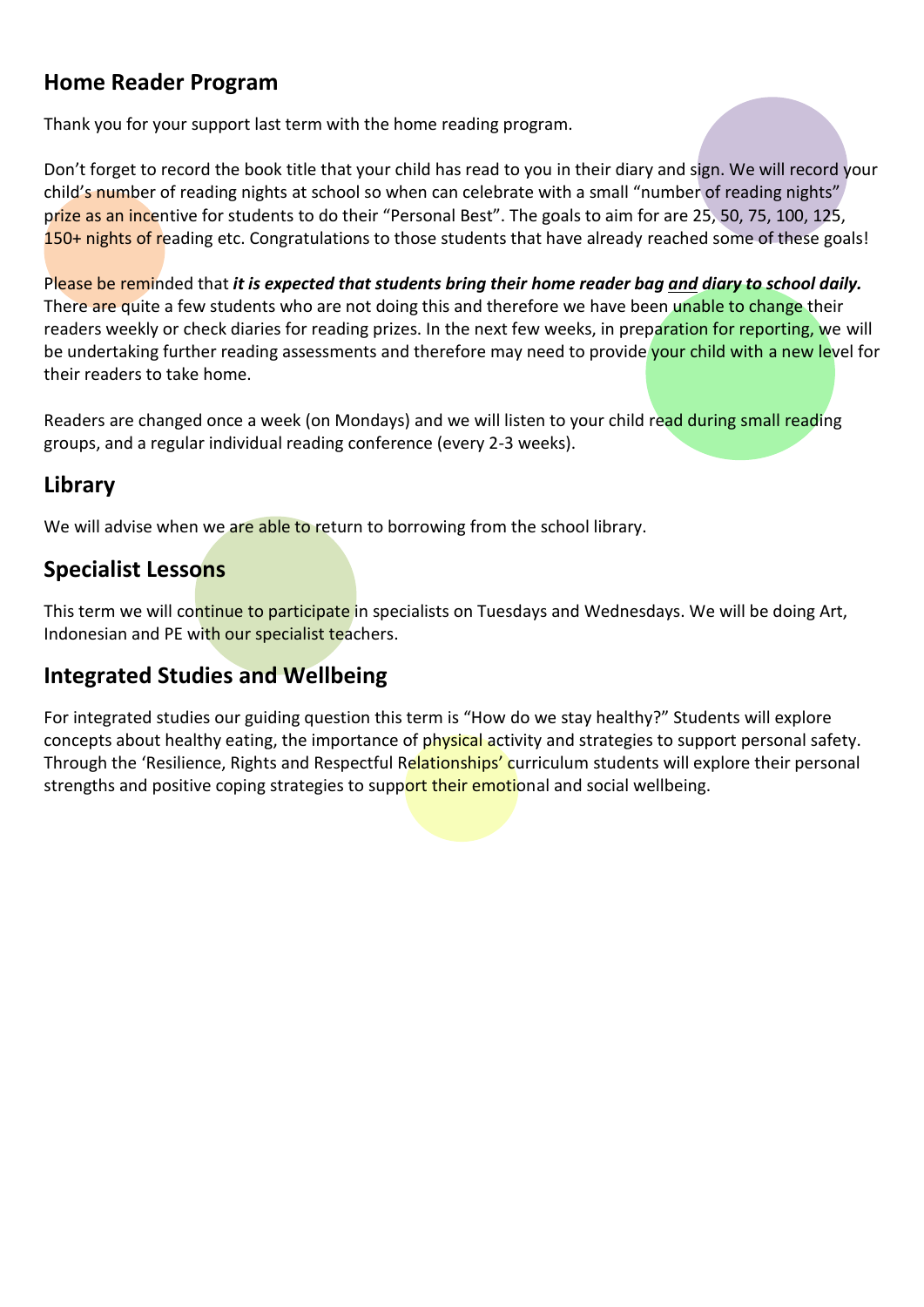## Home Reader Program

Thank you for your support last term with the home reading program.

Don't forget to record the book title that your child has read to you in their diary and sign. We will record your child's number of reading nights at school so when can celebrate with a small "number of reading nights" prize as an incentive for students to do their "Personal Best". The goals to aim for are 25, 50, 75, 100, 125, 150+ nights of reading etc. Congratulations to those students that have already reached some of these goals!

Please be reminded that ***it is expected that students bring their home reader bag <u>and</u> diary to school daily.*** There are quite a few students who are not doing this and therefore we have been unable to change their readers weekly or check diaries for reading prizes. In the next few weeks, in preparation for reporting, we will be undertaking further reading assessments and therefore may need to provide your child with a new level for their readers to take home.

Readers are changed once a week (on Mondays) and we will listen to your child read during small reading groups, and a regular individual reading conference (every 2-3 weeks).

## Library

We will advise when we are able to return to borrowing from the school library.

## Specialist Lessons

This term we will continue to participate in specialists on Tuesdays and Wednesdays. We will be doing Art, Indonesian and PE with our specialist teachers.

## Integrated Studies and Wellbeing

For integrated studies our guiding question this term is "How do we stay healthy?" Students will explore concepts about healthy eating, the importance of physical activity and strategies to support personal safety. Through the 'Resilience, Rights and Respectful Relationships' curriculum students will explore their personal strengths and positive coping strategies to support their emotional and social wellbeing.